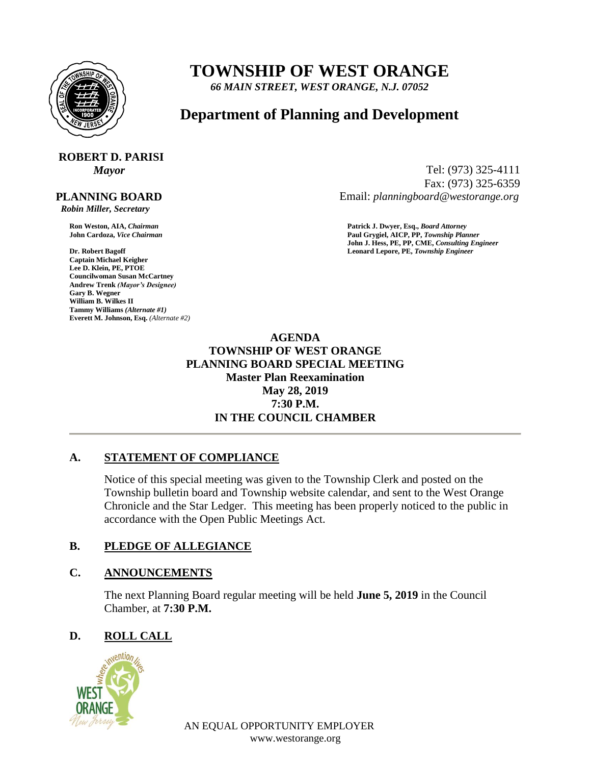# TOWNSHIP OF WEST ORANGE

*66 MAIN STREET, WEST ORANGE, N.J. 07052*

## Department of Planning and Development

**ROBERT D. PARISI**
*Mayor*

Tel: (973) 325-4111
Fax: (973) 325-6359
Email: *planningboard@westorange.org*

**PLANNING BOARD**
*Robin Miller, Secretary*

**Ron Weston, AIA,** *Chairman*
**John Cardoza,** *Vice Chairman*

**Dr. Robert Bagoff**
**Captain Michael Keigher**
**Lee D. Klein, PE, PTOE**
**Councilwoman Susan McCartney**
**Andrew Trenk** *(Mayor's Designee)*
**Gary B. Wegner**
**William B. Wilkes II**
**Tammy Williams** *(Alternate #1)*
**Everett M. Johnson, Esq.** *(Alternate #2)*

**Patrick J. Dwyer, Esq.,** *Board Attorney*
**Paul Grygiel, AICP, PP,** *Township Planner*
**John J. Hess, PE, PP, CME,** *Consulting Engineer*
**Leonard Lepore, PE,** *Township Engineer*

**AGENDA**
**TOWNSHIP OF WEST ORANGE**
**PLANNING BOARD SPECIAL MEETING**
**Master Plan Reexamination**
**May 28, 2019**
**7:30 P.M.**
**IN THE COUNCIL CHAMBER**

---

## A. STATEMENT OF COMPLIANCE

Notice of this special meeting was given to the Township Clerk and posted on the Township bulletin board and Township website calendar, and sent to the West Orange Chronicle and the Star Ledger. This meeting has been properly noticed to the public in accordance with the Open Public Meetings Act.

## B. PLEDGE OF ALLEGIANCE

## C. ANNOUNCEMENTS

The next Planning Board regular meeting will be held **June 5, 2019** in the Council Chamber, at **7:30 P.M.**

## D. ROLL CALL

AN EQUAL OPPORTUNITY EMPLOYER
www.westorange.org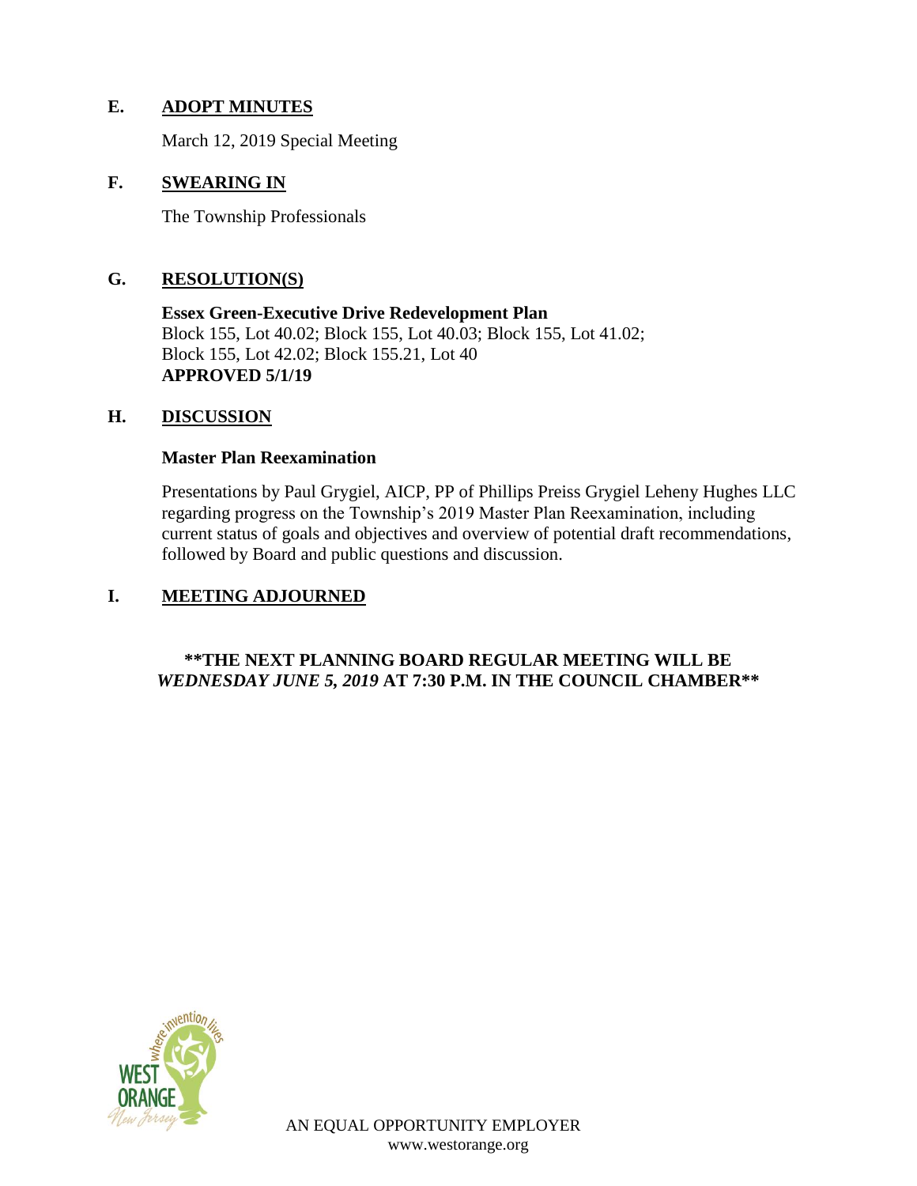## E. ADOPT MINUTES

March 12, 2019 Special Meeting

## F. SWEARING IN

The Township Professionals

## G. RESOLUTION(S)

**Essex Green-Executive Drive Redevelopment Plan**
Block 155, Lot 40.02; Block 155, Lot 40.03; Block 155, Lot 41.02;
Block 155, Lot 42.02; Block 155.21, Lot 40
**APPROVED 5/1/19**

## H. DISCUSSION

**Master Plan Reexamination**

Presentations by Paul Grygiel, AICP, PP of Phillips Preiss Grygiel Leheny Hughes LLC regarding progress on the Township's 2019 Master Plan Reexamination, including current status of goals and objectives and overview of potential draft recommendations, followed by Board and public questions and discussion.

## I. MEETING ADJOURNED

**\*\*THE NEXT PLANNING BOARD REGULAR MEETING WILL BE *WEDNESDAY JUNE 5, 2019* AT 7:30 P.M. IN THE COUNCIL CHAMBER\*\***

AN EQUAL OPPORTUNITY EMPLOYER
www.westorange.org